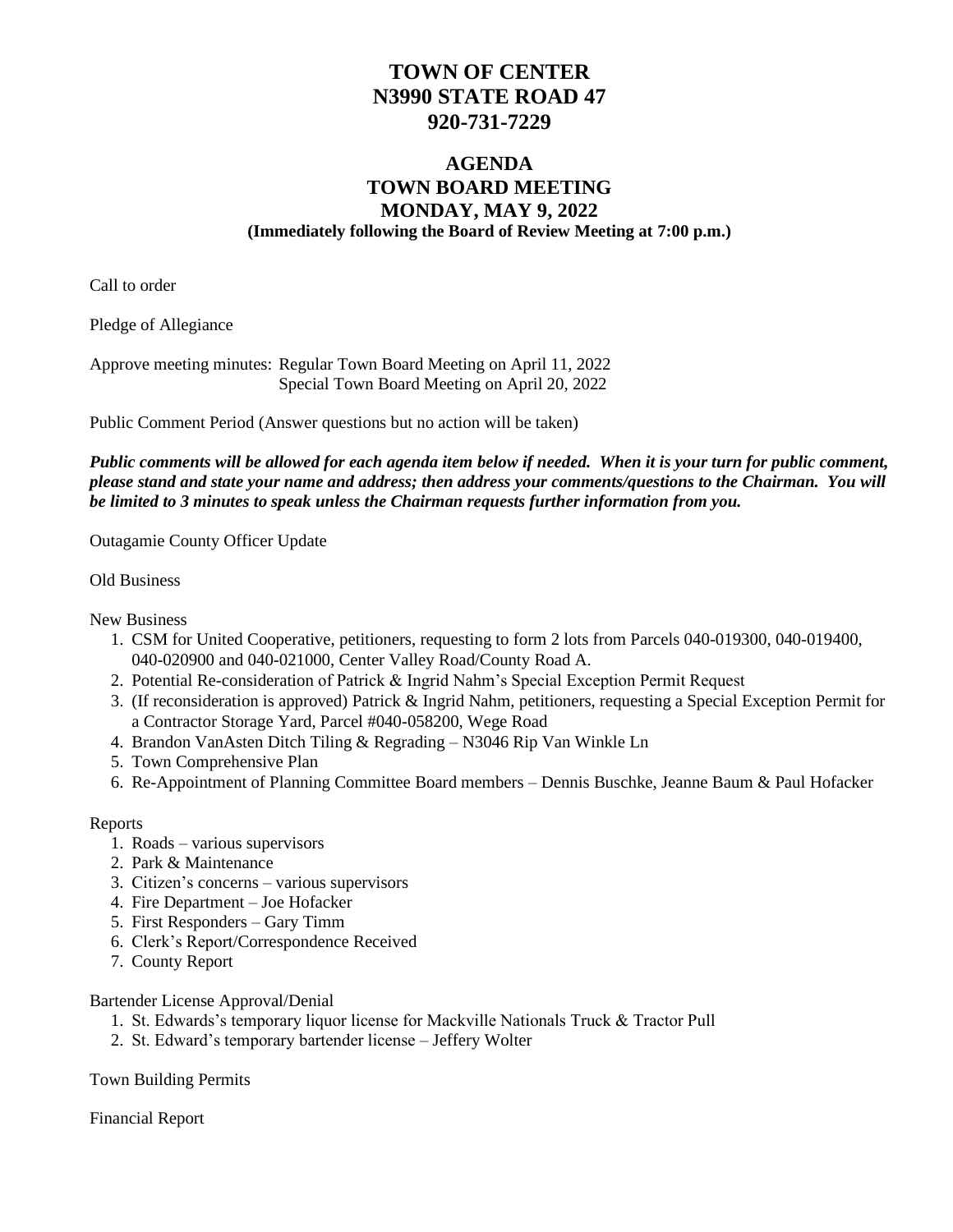# TOWN OF CENTER
# N3990 STATE ROAD 47
# 920-731-7229

## AGENDA
## TOWN BOARD MEETING
## MONDAY, MAY 9, 2022
**(Immediately following the Board of Review Meeting at 7:00 p.m.)**

Call to order

Pledge of Allegiance

Approve meeting minutes: Regular Town Board Meeting on April 11, 2022
Special Town Board Meeting on April 20, 2022

Public Comment Period (Answer questions but no action will be taken)

***Public comments will be allowed for each agenda item below if needed. When it is your turn for public comment, please stand and state your name and address; then address your comments/questions to the Chairman. You will be limited to 3 minutes to speak unless the Chairman requests further information from you.***

Outagamie County Officer Update

Old Business

New Business

1. CSM for United Cooperative, petitioners, requesting to form 2 lots from Parcels 040-019300, 040-019400, 040-020900 and 040-021000, Center Valley Road/County Road A.
2. Potential Re-consideration of Patrick & Ingrid Nahm's Special Exception Permit Request
3. (If reconsideration is approved) Patrick & Ingrid Nahm, petitioners, requesting a Special Exception Permit for a Contractor Storage Yard, Parcel #040-058200, Wege Road
4. Brandon VanAsten Ditch Tiling & Regrading – N3046 Rip Van Winkle Ln
5. Town Comprehensive Plan
6. Re-Appointment of Planning Committee Board members – Dennis Buschke, Jeanne Baum & Paul Hofacker

Reports

1. Roads – various supervisors
2. Park & Maintenance
3. Citizen's concerns – various supervisors
4. Fire Department – Joe Hofacker
5. First Responders – Gary Timm
6. Clerk's Report/Correspondence Received
7. County Report

Bartender License Approval/Denial

1. St. Edwards's temporary liquor license for Mackville Nationals Truck & Tractor Pull
2. St. Edward's temporary bartender license – Jeffery Wolter

Town Building Permits

Financial Report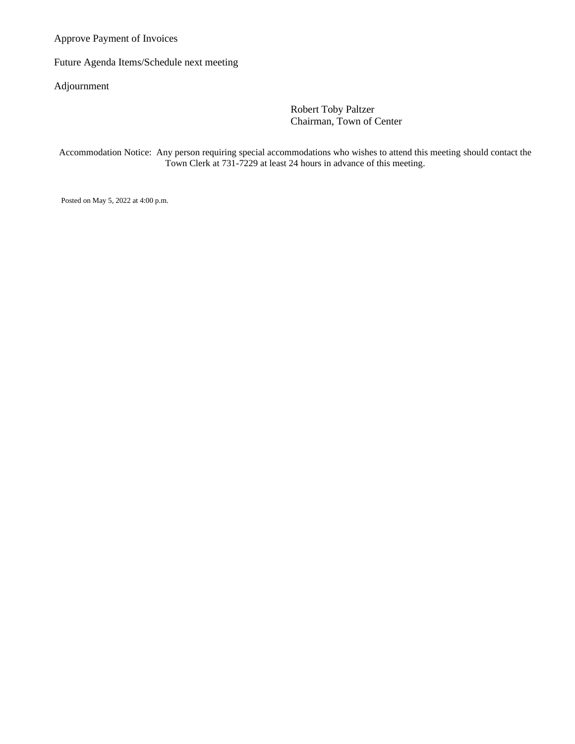Approve Payment of Invoices

Future Agenda Items/Schedule next meeting

Adjournment

Robert Toby Paltzer
Chairman, Town of Center

Accommodation Notice: Any person requiring special accommodations who wishes to attend this meeting should contact the Town Clerk at 731-7229 at least 24 hours in advance of this meeting.

Posted on May 5, 2022 at 4:00 p.m.